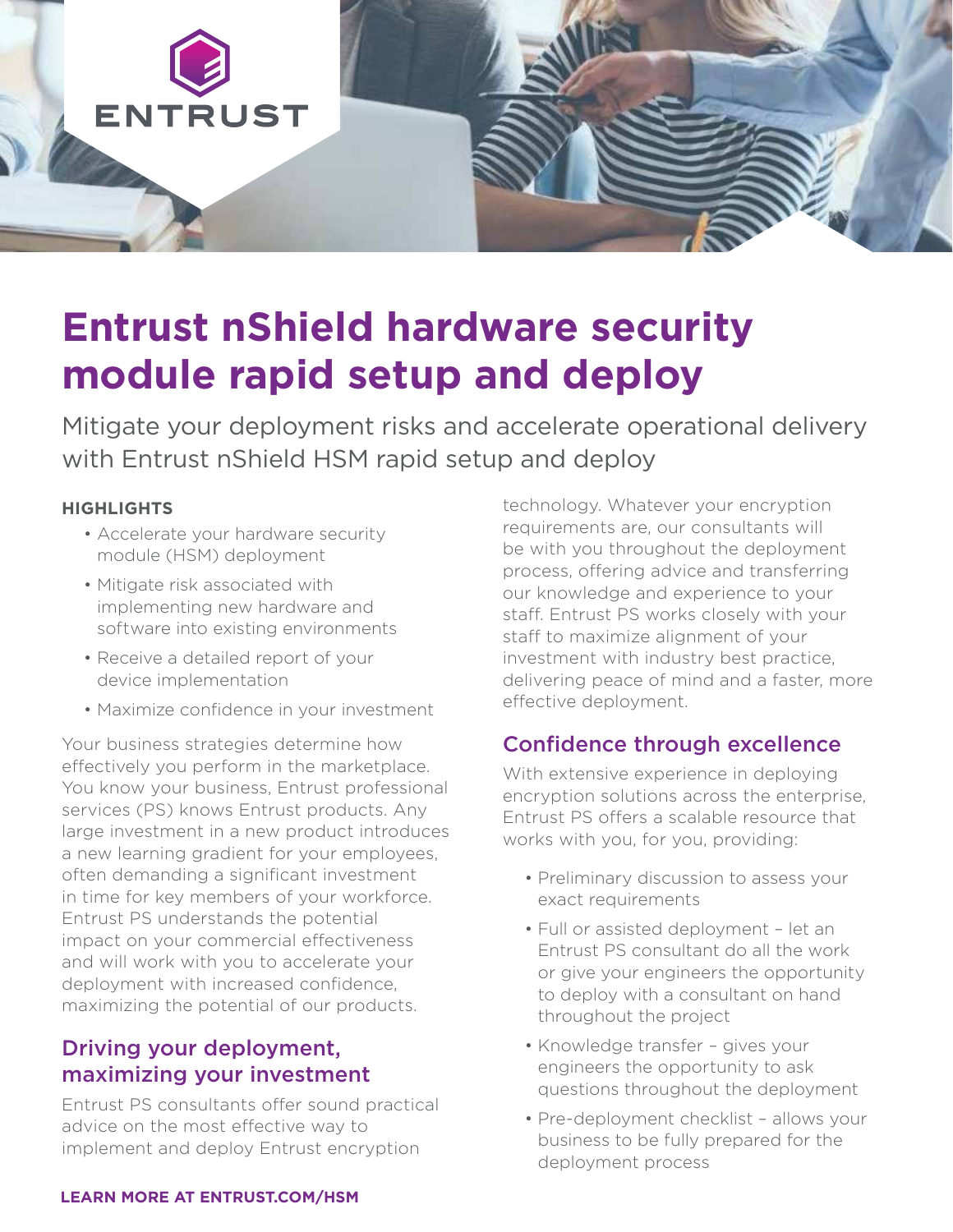# Entrust nShield hardware security module rapid setup and deploy

Mitigate your deployment risks and accelerate operational delivery with Entrust nShield HSM rapid setup and deploy

**HIGHLIGHTS**

- Accelerate your hardware security module (HSM) deployment
- Mitigate risk associated with implementing new hardware and software into existing environments
- Receive a detailed report of your device implementation
- Maximize confidence in your investment

Your business strategies determine how effectively you perform in the marketplace. You know your business, Entrust professional services (PS) knows Entrust products. Any large investment in a new product introduces a new learning gradient for your employees, often demanding a significant investment in time for key members of your workforce. Entrust PS understands the potential impact on your commercial effectiveness and will work with you to accelerate your deployment with increased confidence, maximizing the potential of our products.

## Driving your deployment, maximizing your investment

Entrust PS consultants offer sound practical advice on the most effective way to implement and deploy Entrust encryption technology. Whatever your encryption requirements are, our consultants will be with you throughout the deployment process, offering advice and transferring our knowledge and experience to your staff. Entrust PS works closely with your staff to maximize alignment of your investment with industry best practice, delivering peace of mind and a faster, more effective deployment.

## Confidence through excellence

With extensive experience in deploying encryption solutions across the enterprise, Entrust PS offers a scalable resource that works with you, for you, providing:

- Preliminary discussion to assess your exact requirements
- Full or assisted deployment – let an Entrust PS consultant do all the work or give your engineers the opportunity to deploy with a consultant on hand throughout the project
- Knowledge transfer – gives your engineers the opportunity to ask questions throughout the deployment
- Pre-deployment checklist – allows your business to be fully prepared for the deployment process

**LEARN MORE AT ENTRUST.COM/HSM**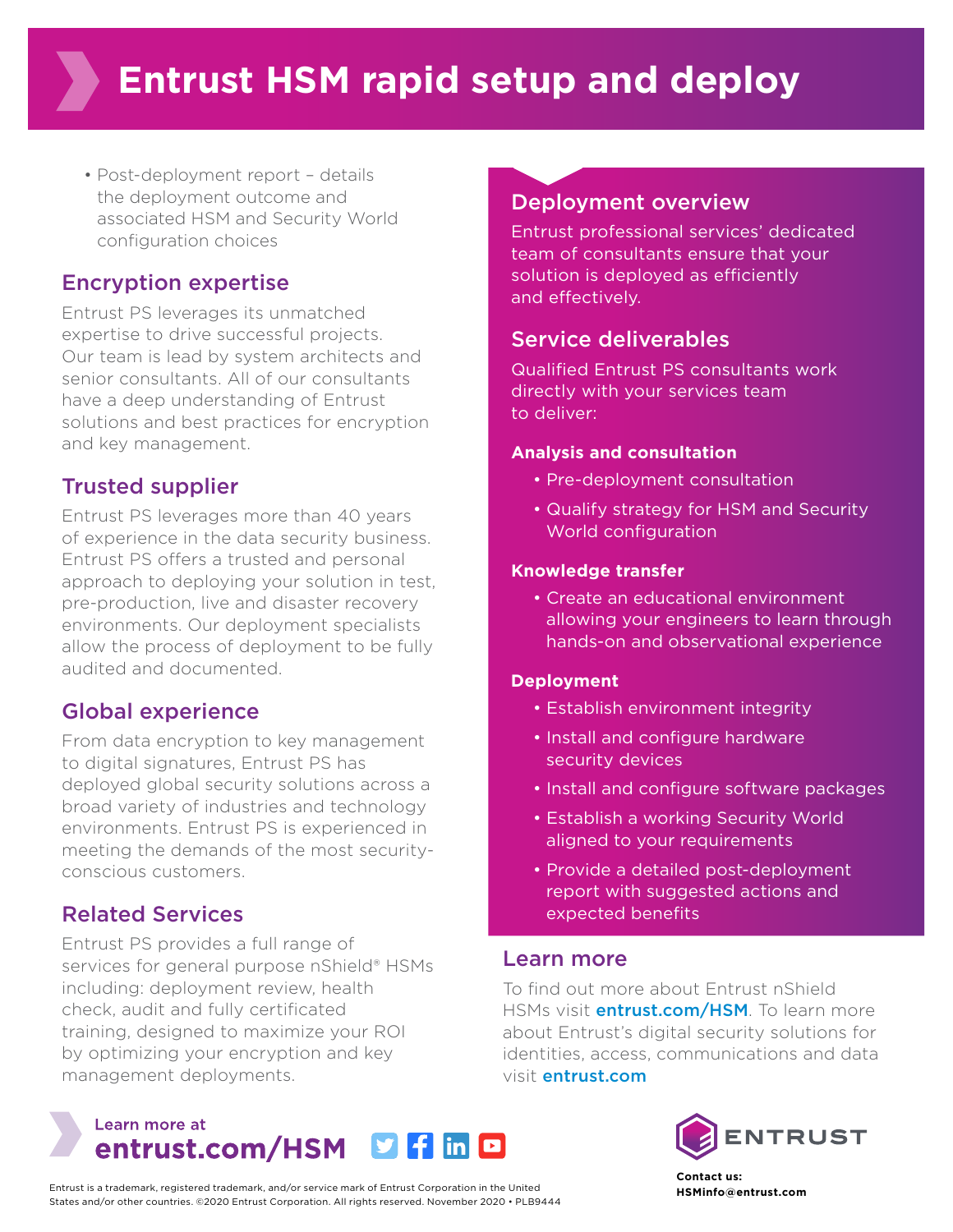# Entrust HSM rapid setup and deploy

- Post-deployment report – details the deployment outcome and associated HSM and Security World configuration choices

## Encryption expertise

Entrust PS leverages its unmatched expertise to drive successful projects. Our team is lead by system architects and senior consultants. All of our consultants have a deep understanding of Entrust solutions and best practices for encryption and key management.

## Trusted supplier

Entrust PS leverages more than 40 years of experience in the data security business. Entrust PS offers a trusted and personal approach to deploying your solution in test, pre-production, live and disaster recovery environments. Our deployment specialists allow the process of deployment to be fully audited and documented.

## Global experience

From data encryption to key management to digital signatures, Entrust PS has deployed global security solutions across a broad variety of industries and technology environments. Entrust PS is experienced in meeting the demands of the most security-conscious customers.

## Related Services

Entrust PS provides a full range of services for general purpose nShield® HSMs including: deployment review, health check, audit and fully certificated training, designed to maximize your ROI by optimizing your encryption and key management deployments.

## Deployment overview

Entrust professional services' dedicated team of consultants ensure that your solution is deployed as efficiently and effectively.

## Service deliverables

Qualified Entrust PS consultants work directly with your services team to deliver:

### Analysis and consultation

- Pre-deployment consultation
- Qualify strategy for HSM and Security World configuration

### Knowledge transfer

- Create an educational environment allowing your engineers to learn through hands-on and observational experience

### Deployment

- Establish environment integrity
- Install and configure hardware security devices
- Install and configure software packages
- Establish a working Security World aligned to your requirements
- Provide a detailed post-deployment report with suggested actions and expected benefits

## Learn more

To find out more about Entrust nShield HSMs visit **entrust.com/HSM**. To learn more about Entrust's digital security solutions for identities, access, communications and data visit **entrust.com**

Learn more at
**entrust.com/HSM**

ENTRUST

**Contact us:**
**HSMinfo@entrust.com**

Entrust is a trademark, registered trademark, and/or service mark of Entrust Corporation in the United States and/or other countries. ©2020 Entrust Corporation. All rights reserved. November 2020 • PLB9444